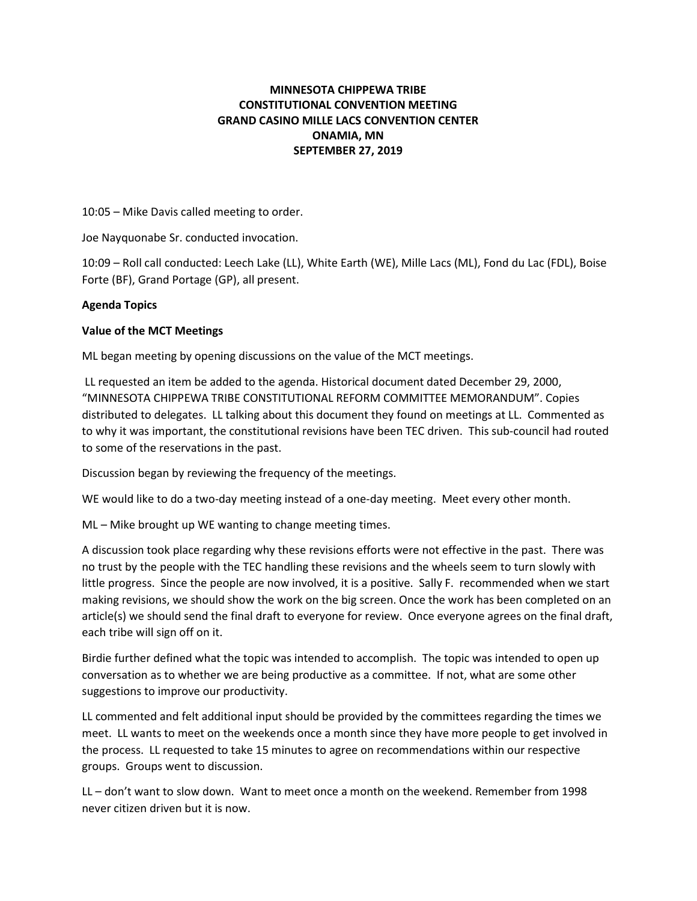**MINNESOTA CHIPPEWA TRIBE**
**CONSTITUTIONAL CONVENTION MEETING**
**GRAND CASINO MILLE LACS CONVENTION CENTER**
**ONAMIA, MN**
**SEPTEMBER 27, 2019**

10:05 – Mike Davis called meeting to order.

Joe Nayquonabe Sr. conducted invocation.

10:09 – Roll call conducted: Leech Lake (LL), White Earth (WE), Mille Lacs (ML), Fond du Lac (FDL), Boise Forte (BF), Grand Portage (GP), all present.

**Agenda Topics**

**Value of the MCT Meetings**

ML began meeting by opening discussions on the value of the MCT meetings.

LL requested an item be added to the agenda. Historical document dated December 29, 2000, "MINNESOTA CHIPPEWA TRIBE CONSTITUTIONAL REFORM COMMITTEE MEMORANDUM". Copies distributed to delegates. LL talking about this document they found on meetings at LL. Commented as to why it was important, the constitutional revisions have been TEC driven. This sub-council had routed to some of the reservations in the past.

Discussion began by reviewing the frequency of the meetings.

WE would like to do a two-day meeting instead of a one-day meeting. Meet every other month.

ML – Mike brought up WE wanting to change meeting times.

A discussion took place regarding why these revisions efforts were not effective in the past. There was no trust by the people with the TEC handling these revisions and the wheels seem to turn slowly with little progress. Since the people are now involved, it is a positive. Sally F. recommended when we start making revisions, we should show the work on the big screen. Once the work has been completed on an article(s) we should send the final draft to everyone for review. Once everyone agrees on the final draft, each tribe will sign off on it.

Birdie further defined what the topic was intended to accomplish. The topic was intended to open up conversation as to whether we are being productive as a committee. If not, what are some other suggestions to improve our productivity.

LL commented and felt additional input should be provided by the committees regarding the times we meet. LL wants to meet on the weekends once a month since they have more people to get involved in the process. LL requested to take 15 minutes to agree on recommendations within our respective groups. Groups went to discussion.

LL – don't want to slow down. Want to meet once a month on the weekend. Remember from 1998 never citizen driven but it is now.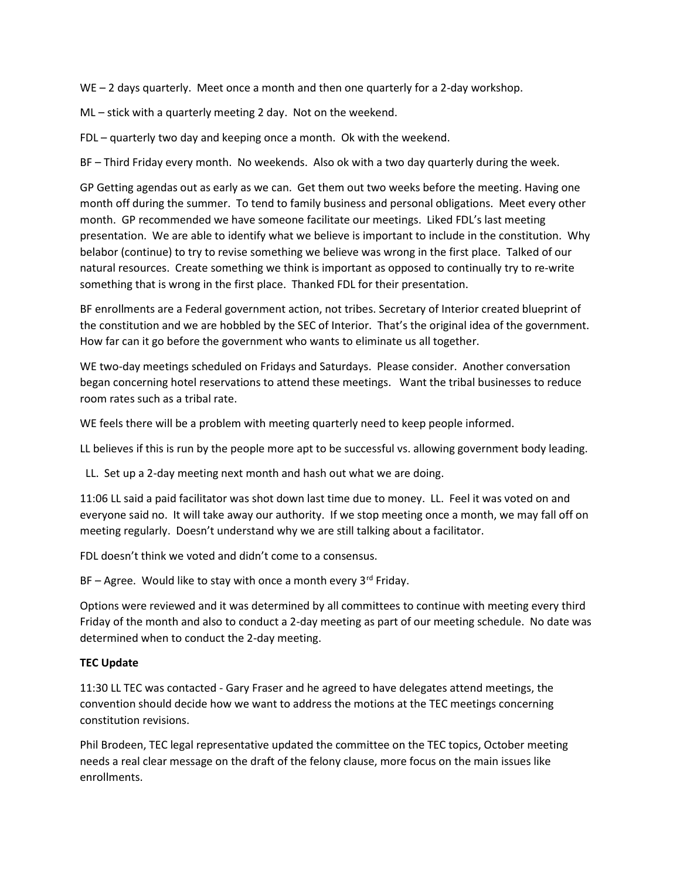WE – 2 days quarterly. Meet once a month and then one quarterly for a 2-day workshop.

ML – stick with a quarterly meeting 2 day. Not on the weekend.

FDL – quarterly two day and keeping once a month. Ok with the weekend.

BF – Third Friday every month. No weekends. Also ok with a two day quarterly during the week.

GP Getting agendas out as early as we can. Get them out two weeks before the meeting. Having one month off during the summer. To tend to family business and personal obligations. Meet every other month. GP recommended we have someone facilitate our meetings. Liked FDL's last meeting presentation. We are able to identify what we believe is important to include in the constitution. Why belabor (continue) to try to revise something we believe was wrong in the first place. Talked of our natural resources. Create something we think is important as opposed to continually try to re-write something that is wrong in the first place. Thanked FDL for their presentation.

BF enrollments are a Federal government action, not tribes. Secretary of Interior created blueprint of the constitution and we are hobbled by the SEC of Interior. That's the original idea of the government. How far can it go before the government who wants to eliminate us all together.

WE two-day meetings scheduled on Fridays and Saturdays. Please consider. Another conversation began concerning hotel reservations to attend these meetings. Want the tribal businesses to reduce room rates such as a tribal rate.

WE feels there will be a problem with meeting quarterly need to keep people informed.

LL believes if this is run by the people more apt to be successful vs. allowing government body leading.

LL. Set up a 2-day meeting next month and hash out what we are doing.

11:06 LL said a paid facilitator was shot down last time due to money. LL. Feel it was voted on and everyone said no. It will take away our authority. If we stop meeting once a month, we may fall off on meeting regularly. Doesn't understand why we are still talking about a facilitator.

FDL doesn't think we voted and didn't come to a consensus.

BF – Agree. Would like to stay with once a month every 3rd Friday.

Options were reviewed and it was determined by all committees to continue with meeting every third Friday of the month and also to conduct a 2-day meeting as part of our meeting schedule. No date was determined when to conduct the 2-day meeting.

**TEC Update**

11:30 LL TEC was contacted - Gary Fraser and he agreed to have delegates attend meetings, the convention should decide how we want to address the motions at the TEC meetings concerning constitution revisions.

Phil Brodeen, TEC legal representative updated the committee on the TEC topics, October meeting needs a real clear message on the draft of the felony clause, more focus on the main issues like enrollments.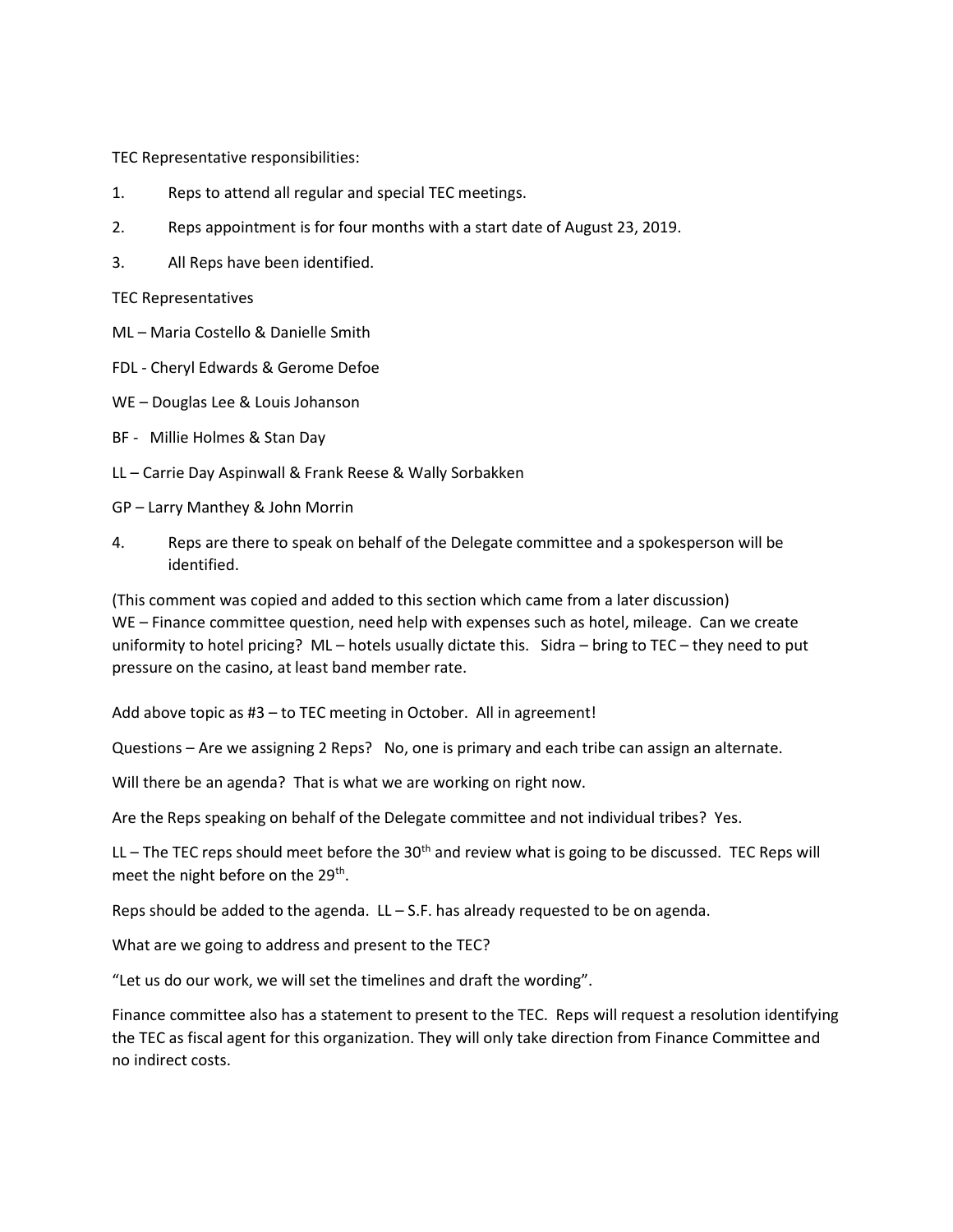TEC Representative responsibilities:

1. Reps to attend all regular and special TEC meetings.
2. Reps appointment is for four months with a start date of August 23, 2019.
3. All Reps have been identified.

TEC Representatives

ML – Maria Costello & Danielle Smith

FDL - Cheryl Edwards & Gerome Defoe

WE – Douglas Lee & Louis Johanson

BF - Millie Holmes & Stan Day

LL – Carrie Day Aspinwall & Frank Reese & Wally Sorbakken

GP – Larry Manthey & John Morrin

4. Reps are there to speak on behalf of the Delegate committee and a spokesperson will be identified.

(This comment was copied and added to this section which came from a later discussion) WE – Finance committee question, need help with expenses such as hotel, mileage. Can we create uniformity to hotel pricing? ML – hotels usually dictate this. Sidra – bring to TEC – they need to put pressure on the casino, at least band member rate.

Add above topic as #3 – to TEC meeting in October. All in agreement!

Questions – Are we assigning 2 Reps? No, one is primary and each tribe can assign an alternate.

Will there be an agenda? That is what we are working on right now.

Are the Reps speaking on behalf of the Delegate committee and not individual tribes? Yes.

LL – The TEC reps should meet before the 30th and review what is going to be discussed. TEC Reps will meet the night before on the 29th.

Reps should be added to the agenda. LL – S.F. has already requested to be on agenda.

What are we going to address and present to the TEC?

"Let us do our work, we will set the timelines and draft the wording".

Finance committee also has a statement to present to the TEC. Reps will request a resolution identifying the TEC as fiscal agent for this organization. They will only take direction from Finance Committee and no indirect costs.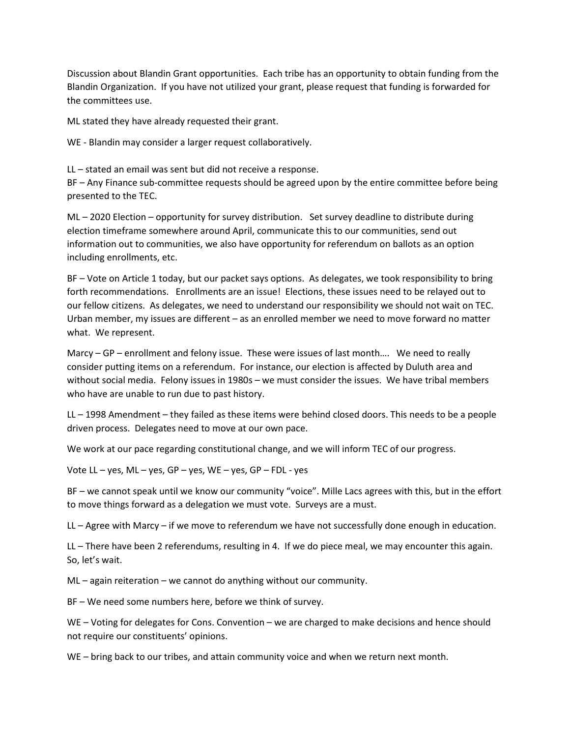Discussion about Blandin Grant opportunities. Each tribe has an opportunity to obtain funding from the Blandin Organization. If you have not utilized your grant, please request that funding is forwarded for the committees use.

ML stated they have already requested their grant.

WE - Blandin may consider a larger request collaboratively.

LL – stated an email was sent but did not receive a response.
BF – Any Finance sub-committee requests should be agreed upon by the entire committee before being presented to the TEC.

ML – 2020 Election – opportunity for survey distribution. Set survey deadline to distribute during election timeframe somewhere around April, communicate this to our communities, send out information out to communities, we also have opportunity for referendum on ballots as an option including enrollments, etc.

BF – Vote on Article 1 today, but our packet says options. As delegates, we took responsibility to bring forth recommendations. Enrollments are an issue! Elections, these issues need to be relayed out to our fellow citizens. As delegates, we need to understand our responsibility we should not wait on TEC. Urban member, my issues are different – as an enrolled member we need to move forward no matter what. We represent.

Marcy – GP – enrollment and felony issue. These were issues of last month…. We need to really consider putting items on a referendum. For instance, our election is affected by Duluth area and without social media. Felony issues in 1980s – we must consider the issues. We have tribal members who have are unable to run due to past history.

LL – 1998 Amendment – they failed as these items were behind closed doors. This needs to be a people driven process. Delegates need to move at our own pace.

We work at our pace regarding constitutional change, and we will inform TEC of our progress.

Vote LL – yes, ML – yes, GP – yes, WE – yes, GP – FDL - yes

BF – we cannot speak until we know our community "voice". Mille Lacs agrees with this, but in the effort to move things forward as a delegation we must vote. Surveys are a must.

LL – Agree with Marcy – if we move to referendum we have not successfully done enough in education.

LL – There have been 2 referendums, resulting in 4. If we do piece meal, we may encounter this again. So, let's wait.

ML – again reiteration – we cannot do anything without our community.

BF – We need some numbers here, before we think of survey.

WE – Voting for delegates for Cons. Convention – we are charged to make decisions and hence should not require our constituents' opinions.

WE – bring back to our tribes, and attain community voice and when we return next month.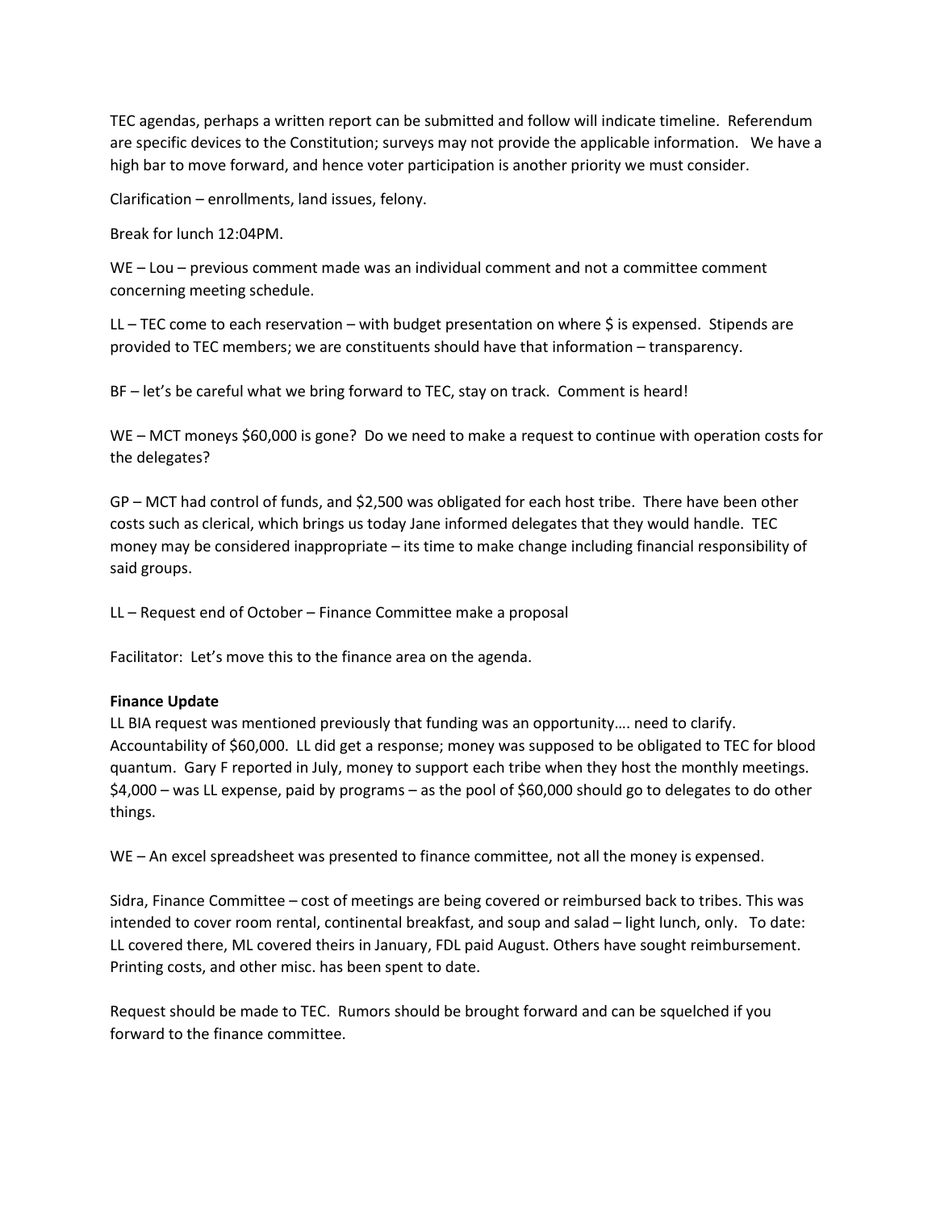TEC agendas, perhaps a written report can be submitted and follow will indicate timeline. Referendum are specific devices to the Constitution; surveys may not provide the applicable information. We have a high bar to move forward, and hence voter participation is another priority we must consider.

Clarification – enrollments, land issues, felony.

Break for lunch 12:04PM.

WE – Lou – previous comment made was an individual comment and not a committee comment concerning meeting schedule.

LL – TEC come to each reservation – with budget presentation on where $ is expensed. Stipends are provided to TEC members; we are constituents should have that information – transparency.

BF – let's be careful what we bring forward to TEC, stay on track. Comment is heard!

WE – MCT moneys $60,000 is gone? Do we need to make a request to continue with operation costs for the delegates?

GP – MCT had control of funds, and $2,500 was obligated for each host tribe. There have been other costs such as clerical, which brings us today Jane informed delegates that they would handle. TEC money may be considered inappropriate – its time to make change including financial responsibility of said groups.

LL – Request end of October – Finance Committee make a proposal

Facilitator: Let's move this to the finance area on the agenda.

**Finance Update**
LL BIA request was mentioned previously that funding was an opportunity…. need to clarify. Accountability of $60,000. LL did get a response; money was supposed to be obligated to TEC for blood quantum. Gary F reported in July, money to support each tribe when they host the monthly meetings. $4,000 – was LL expense, paid by programs – as the pool of $60,000 should go to delegates to do other things.

WE – An excel spreadsheet was presented to finance committee, not all the money is expensed.

Sidra, Finance Committee – cost of meetings are being covered or reimbursed back to tribes. This was intended to cover room rental, continental breakfast, and soup and salad – light lunch, only. To date: LL covered there, ML covered theirs in January, FDL paid August. Others have sought reimbursement. Printing costs, and other misc. has been spent to date.

Request should be made to TEC. Rumors should be brought forward and can be squelched if you forward to the finance committee.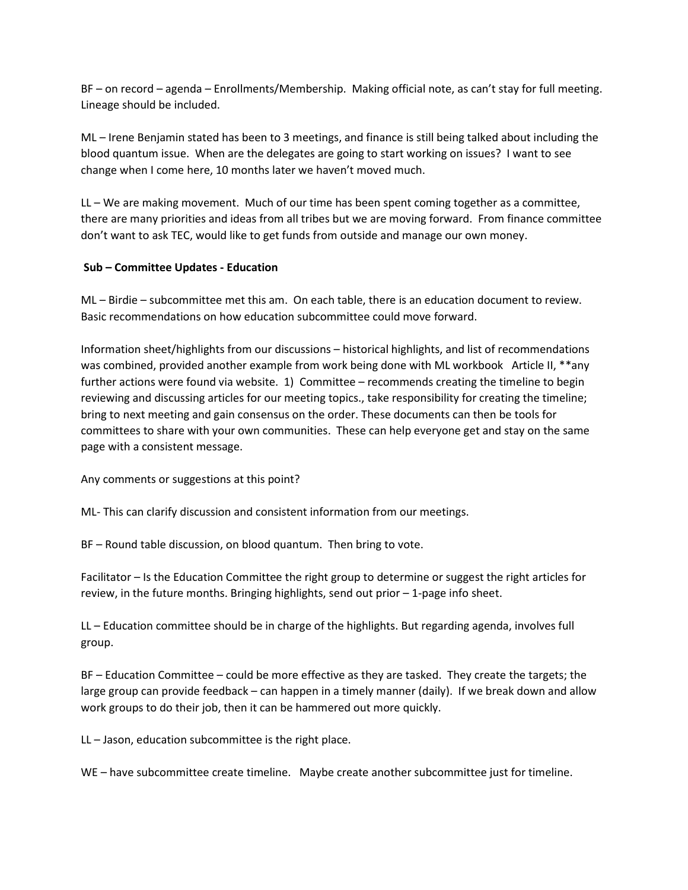BF – on record – agenda – Enrollments/Membership. Making official note, as can't stay for full meeting. Lineage should be included.

ML – Irene Benjamin stated has been to 3 meetings, and finance is still being talked about including the blood quantum issue. When are the delegates are going to start working on issues? I want to see change when I come here, 10 months later we haven't moved much.

LL – We are making movement. Much of our time has been spent coming together as a committee, there are many priorities and ideas from all tribes but we are moving forward. From finance committee don't want to ask TEC, would like to get funds from outside and manage our own money.

**Sub – Committee Updates - Education**

ML – Birdie – subcommittee met this am. On each table, there is an education document to review. Basic recommendations on how education subcommittee could move forward.

Information sheet/highlights from our discussions – historical highlights, and list of recommendations was combined, provided another example from work being done with ML workbook Article II, **any further actions were found via website. 1) Committee – recommends creating the timeline to begin reviewing and discussing articles for our meeting topics., take responsibility for creating the timeline; bring to next meeting and gain consensus on the order. These documents can then be tools for committees to share with your own communities. These can help everyone get and stay on the same page with a consistent message.

Any comments or suggestions at this point?

ML- This can clarify discussion and consistent information from our meetings.

BF – Round table discussion, on blood quantum. Then bring to vote.

Facilitator – Is the Education Committee the right group to determine or suggest the right articles for review, in the future months. Bringing highlights, send out prior – 1-page info sheet.

LL – Education committee should be in charge of the highlights. But regarding agenda, involves full group.

BF – Education Committee – could be more effective as they are tasked. They create the targets; the large group can provide feedback – can happen in a timely manner (daily). If we break down and allow work groups to do their job, then it can be hammered out more quickly.

LL – Jason, education subcommittee is the right place.

WE – have subcommittee create timeline. Maybe create another subcommittee just for timeline.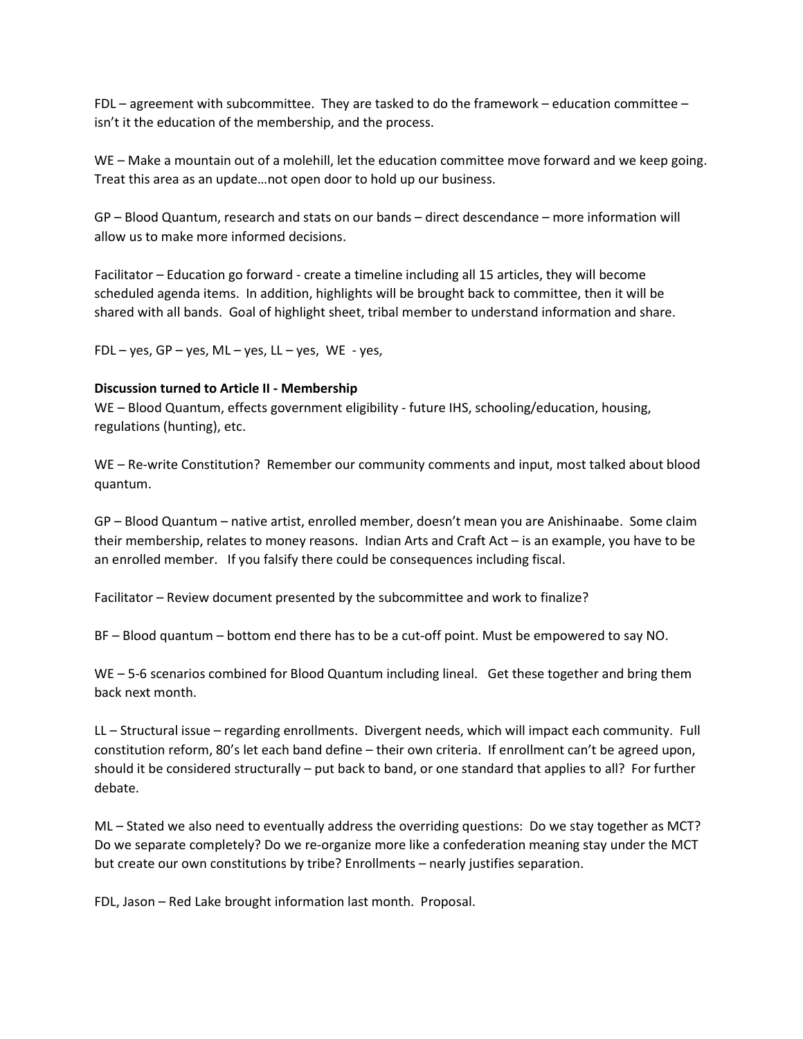FDL – agreement with subcommittee. They are tasked to do the framework – education committee – isn't it the education of the membership, and the process.

WE – Make a mountain out of a molehill, let the education committee move forward and we keep going. Treat this area as an update…not open door to hold up our business.

GP – Blood Quantum, research and stats on our bands – direct descendance – more information will allow us to make more informed decisions.

Facilitator – Education go forward - create a timeline including all 15 articles, they will become scheduled agenda items. In addition, highlights will be brought back to committee, then it will be shared with all bands. Goal of highlight sheet, tribal member to understand information and share.

FDL – yes, GP – yes, ML – yes, LL – yes, WE - yes,

**Discussion turned to Article II - Membership**

WE – Blood Quantum, effects government eligibility - future IHS, schooling/education, housing, regulations (hunting), etc.

WE – Re-write Constitution? Remember our community comments and input, most talked about blood quantum.

GP – Blood Quantum – native artist, enrolled member, doesn't mean you are Anishinaabe. Some claim their membership, relates to money reasons. Indian Arts and Craft Act – is an example, you have to be an enrolled member. If you falsify there could be consequences including fiscal.

Facilitator – Review document presented by the subcommittee and work to finalize?

BF – Blood quantum – bottom end there has to be a cut-off point. Must be empowered to say NO.

WE – 5-6 scenarios combined for Blood Quantum including lineal. Get these together and bring them back next month.

LL – Structural issue – regarding enrollments. Divergent needs, which will impact each community. Full constitution reform, 80's let each band define – their own criteria. If enrollment can't be agreed upon, should it be considered structurally – put back to band, or one standard that applies to all? For further debate.

ML – Stated we also need to eventually address the overriding questions: Do we stay together as MCT? Do we separate completely? Do we re-organize more like a confederation meaning stay under the MCT but create our own constitutions by tribe? Enrollments – nearly justifies separation.

FDL, Jason – Red Lake brought information last month. Proposal.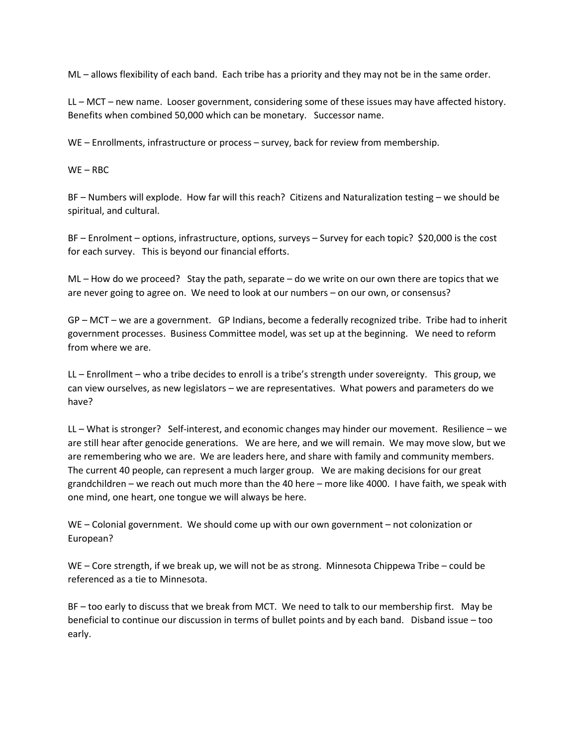ML – allows flexibility of each band. Each tribe has a priority and they may not be in the same order.

LL – MCT – new name. Looser government, considering some of these issues may have affected history. Benefits when combined 50,000 which can be monetary. Successor name.

WE – Enrollments, infrastructure or process – survey, back for review from membership.

WE – RBC

BF – Numbers will explode. How far will this reach? Citizens and Naturalization testing – we should be spiritual, and cultural.

BF – Enrolment – options, infrastructure, options, surveys – Survey for each topic? $20,000 is the cost for each survey. This is beyond our financial efforts.

ML – How do we proceed? Stay the path, separate – do we write on our own there are topics that we are never going to agree on. We need to look at our numbers – on our own, or consensus?

GP – MCT – we are a government. GP Indians, become a federally recognized tribe. Tribe had to inherit government processes. Business Committee model, was set up at the beginning. We need to reform from where we are.

LL – Enrollment – who a tribe decides to enroll is a tribe's strength under sovereignty. This group, we can view ourselves, as new legislators – we are representatives. What powers and parameters do we have?

LL – What is stronger? Self-interest, and economic changes may hinder our movement. Resilience – we are still hear after genocide generations. We are here, and we will remain. We may move slow, but we are remembering who we are. We are leaders here, and share with family and community members. The current 40 people, can represent a much larger group. We are making decisions for our great grandchildren – we reach out much more than the 40 here – more like 4000. I have faith, we speak with one mind, one heart, one tongue we will always be here.

WE – Colonial government. We should come up with our own government – not colonization or European?

WE – Core strength, if we break up, we will not be as strong. Minnesota Chippewa Tribe – could be referenced as a tie to Minnesota.

BF – too early to discuss that we break from MCT. We need to talk to our membership first. May be beneficial to continue our discussion in terms of bullet points and by each band. Disband issue – too early.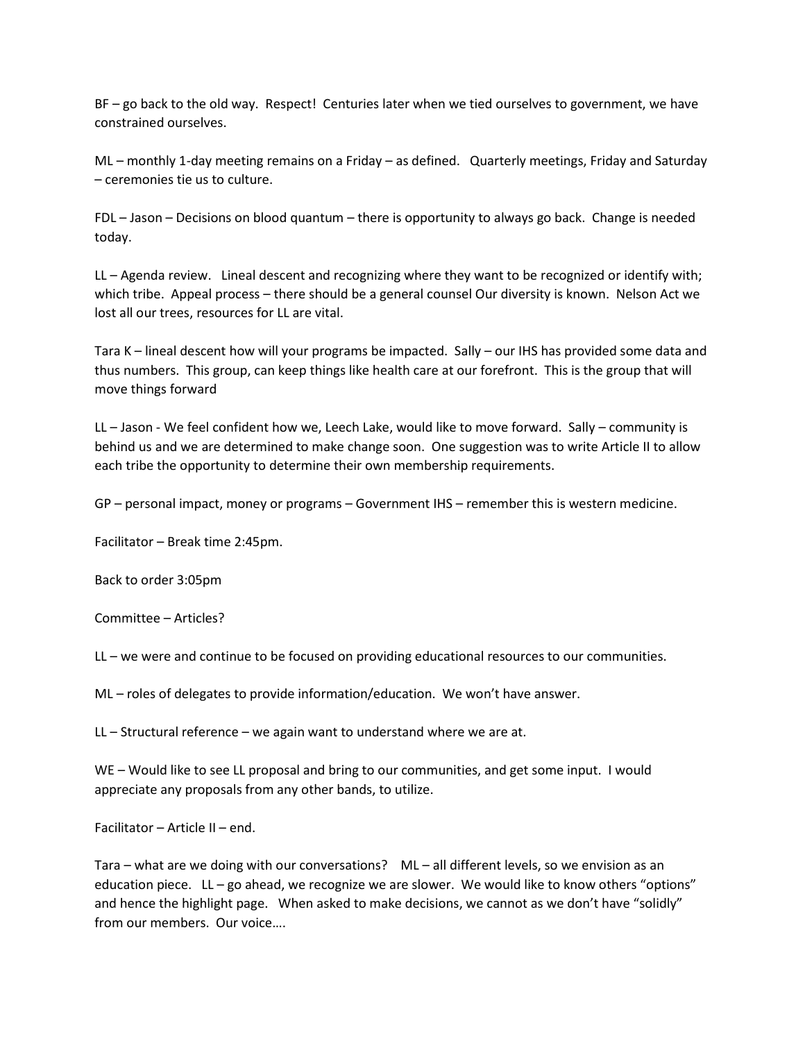BF – go back to the old way. Respect! Centuries later when we tied ourselves to government, we have constrained ourselves.

ML – monthly 1-day meeting remains on a Friday – as defined. Quarterly meetings, Friday and Saturday – ceremonies tie us to culture.

FDL – Jason – Decisions on blood quantum – there is opportunity to always go back. Change is needed today.

LL – Agenda review. Lineal descent and recognizing where they want to be recognized or identify with; which tribe. Appeal process – there should be a general counsel Our diversity is known. Nelson Act we lost all our trees, resources for LL are vital.

Tara K – lineal descent how will your programs be impacted. Sally – our IHS has provided some data and thus numbers. This group, can keep things like health care at our forefront. This is the group that will move things forward

LL – Jason - We feel confident how we, Leech Lake, would like to move forward. Sally – community is behind us and we are determined to make change soon. One suggestion was to write Article II to allow each tribe the opportunity to determine their own membership requirements.

GP – personal impact, money or programs – Government IHS – remember this is western medicine.

Facilitator – Break time 2:45pm.

Back to order 3:05pm

Committee – Articles?

LL – we were and continue to be focused on providing educational resources to our communities.

ML – roles of delegates to provide information/education. We won't have answer.

LL – Structural reference – we again want to understand where we are at.

WE – Would like to see LL proposal and bring to our communities, and get some input. I would appreciate any proposals from any other bands, to utilize.

Facilitator – Article II – end.

Tara – what are we doing with our conversations? ML – all different levels, so we envision as an education piece. LL – go ahead, we recognize we are slower. We would like to know others "options" and hence the highlight page. When asked to make decisions, we cannot as we don't have "solidly" from our members. Our voice….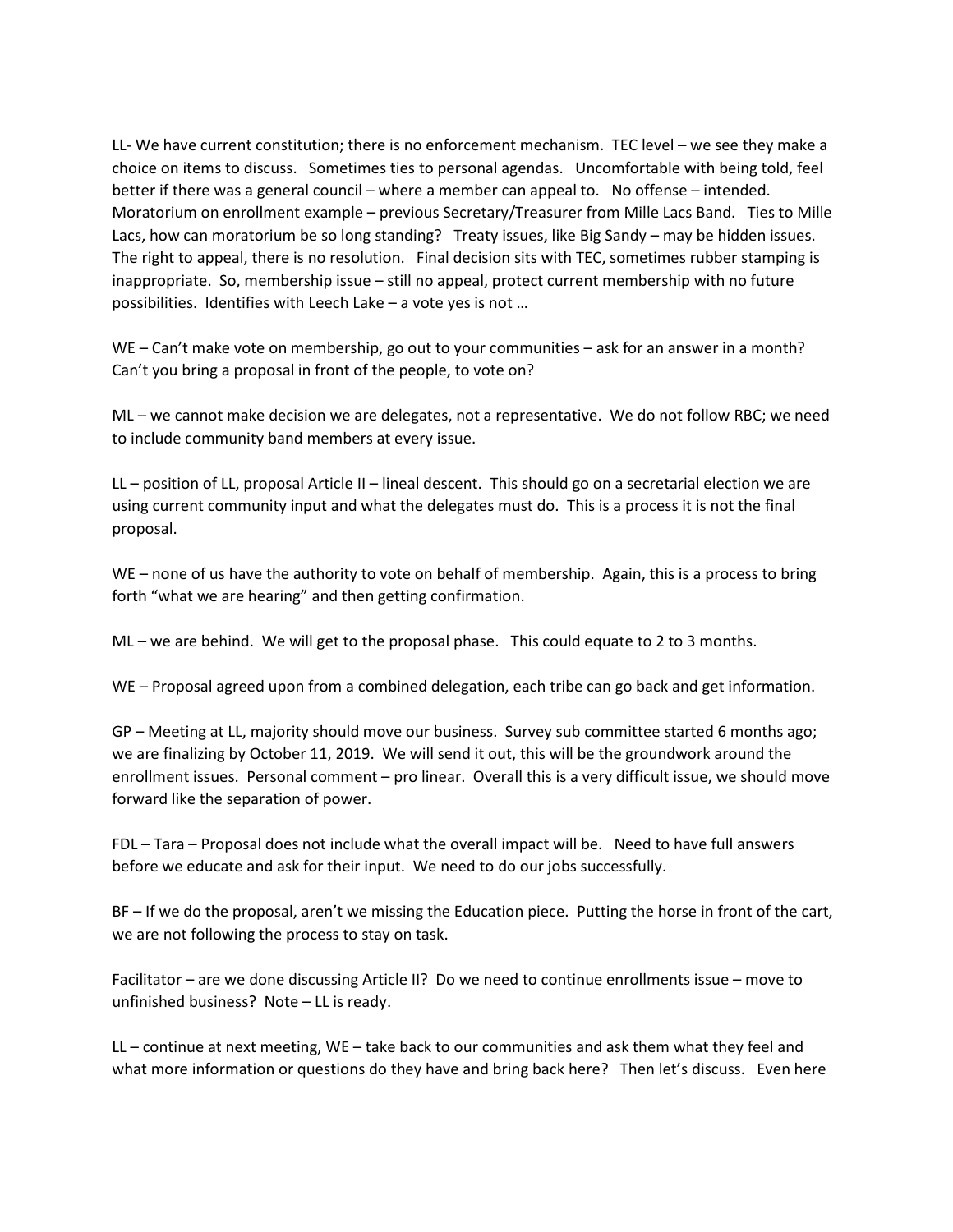LL- We have current constitution; there is no enforcement mechanism. TEC level – we see they make a choice on items to discuss. Sometimes ties to personal agendas. Uncomfortable with being told, feel better if there was a general council – where a member can appeal to. No offense – intended. Moratorium on enrollment example – previous Secretary/Treasurer from Mille Lacs Band. Ties to Mille Lacs, how can moratorium be so long standing? Treaty issues, like Big Sandy – may be hidden issues. The right to appeal, there is no resolution. Final decision sits with TEC, sometimes rubber stamping is inappropriate. So, membership issue – still no appeal, protect current membership with no future possibilities. Identifies with Leech Lake – a vote yes is not …

WE – Can't make vote on membership, go out to your communities – ask for an answer in a month? Can't you bring a proposal in front of the people, to vote on?

ML – we cannot make decision we are delegates, not a representative. We do not follow RBC; we need to include community band members at every issue.

LL – position of LL, proposal Article II – lineal descent. This should go on a secretarial election we are using current community input and what the delegates must do. This is a process it is not the final proposal.

WE – none of us have the authority to vote on behalf of membership. Again, this is a process to bring forth "what we are hearing" and then getting confirmation.

ML – we are behind. We will get to the proposal phase. This could equate to 2 to 3 months.

WE – Proposal agreed upon from a combined delegation, each tribe can go back and get information.

GP – Meeting at LL, majority should move our business. Survey sub committee started 6 months ago; we are finalizing by October 11, 2019. We will send it out, this will be the groundwork around the enrollment issues. Personal comment – pro linear. Overall this is a very difficult issue, we should move forward like the separation of power.

FDL – Tara – Proposal does not include what the overall impact will be. Need to have full answers before we educate and ask for their input. We need to do our jobs successfully.

BF – If we do the proposal, aren't we missing the Education piece. Putting the horse in front of the cart, we are not following the process to stay on task.

Facilitator – are we done discussing Article II? Do we need to continue enrollments issue – move to unfinished business? Note – LL is ready.

LL – continue at next meeting, WE – take back to our communities and ask them what they feel and what more information or questions do they have and bring back here? Then let's discuss. Even here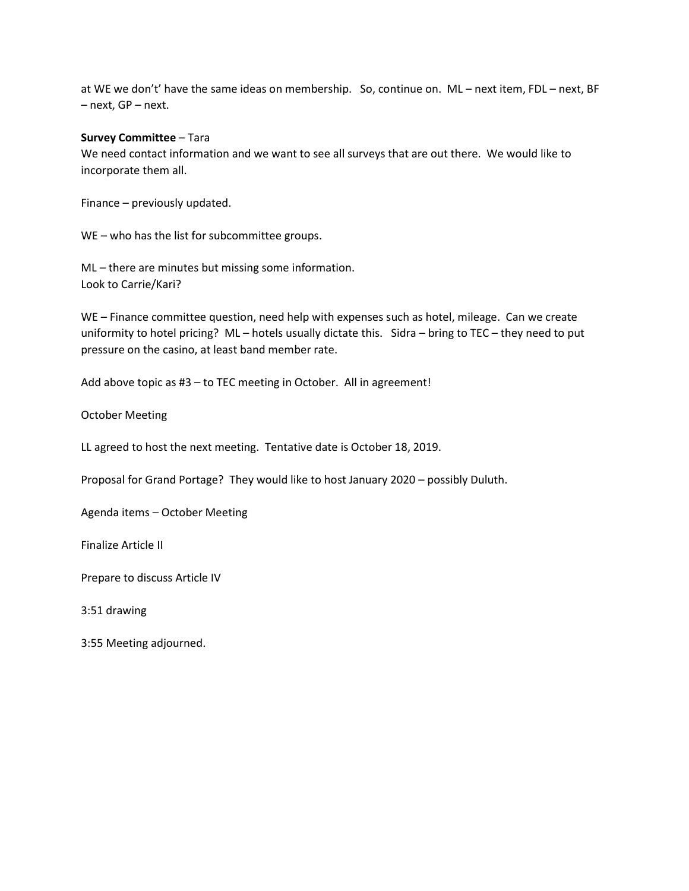at WE we don't' have the same ideas on membership. So, continue on. ML – next item, FDL – next, BF – next, GP – next.

**Survey Committee** – Tara
We need contact information and we want to see all surveys that are out there. We would like to incorporate them all.

Finance – previously updated.

WE – who has the list for subcommittee groups.

ML – there are minutes but missing some information.
Look to Carrie/Kari?

WE – Finance committee question, need help with expenses such as hotel, mileage. Can we create uniformity to hotel pricing? ML – hotels usually dictate this. Sidra – bring to TEC – they need to put pressure on the casino, at least band member rate.

Add above topic as #3 – to TEC meeting in October. All in agreement!

October Meeting

LL agreed to host the next meeting. Tentative date is October 18, 2019.

Proposal for Grand Portage? They would like to host January 2020 – possibly Duluth.

Agenda items – October Meeting

Finalize Article II

Prepare to discuss Article IV

3:51 drawing

3:55 Meeting adjourned.